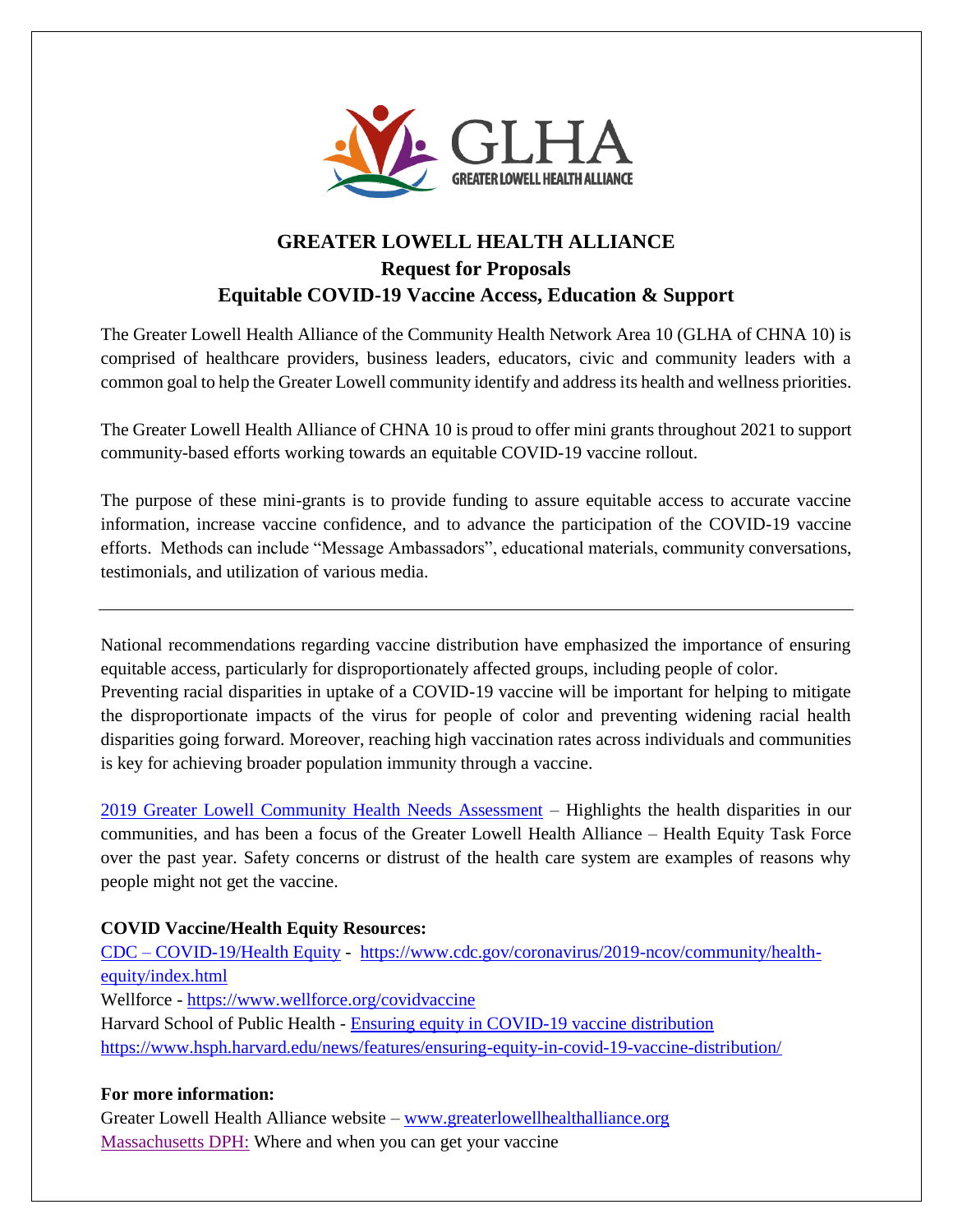# GREATER LOWELL HEALTH ALLIANCE

## Request for Proposals

## Equitable COVID-19 Vaccine Access, Education & Support

The Greater Lowell Health Alliance of the Community Health Network Area 10 (GLHA of CHNA 10) is comprised of healthcare providers, business leaders, educators, civic and community leaders with a common goal to help the Greater Lowell community identify and address its health and wellness priorities.

The Greater Lowell Health Alliance of CHNA 10 is proud to offer mini grants throughout 2021 to support community-based efforts working towards an equitable COVID-19 vaccine rollout.

The purpose of these mini-grants is to provide funding to assure equitable access to accurate vaccine information, increase vaccine confidence, and to advance the participation of the COVID-19 vaccine efforts. Methods can include "Message Ambassadors", educational materials, community conversations, testimonials, and utilization of various media.

---

National recommendations regarding vaccine distribution have emphasized the importance of ensuring equitable access, particularly for disproportionately affected groups, including people of color. Preventing racial disparities in uptake of a COVID-19 vaccine will be important for helping to mitigate the disproportionate impacts of the virus for people of color and preventing widening racial health disparities going forward. Moreover, reaching high vaccination rates across individuals and communities is key for achieving broader population immunity through a vaccine.

2019 Greater Lowell Community Health Needs Assessment – Highlights the health disparities in our communities, and has been a focus of the Greater Lowell Health Alliance – Health Equity Task Force over the past year. Safety concerns or distrust of the health care system are examples of reasons why people might not get the vaccine.

**COVID Vaccine/Health Equity Resources:**

CDC – COVID-19/Health Equity - https://www.cdc.gov/coronavirus/2019-ncov/community/health-equity/index.html

Wellforce - https://www.wellforce.org/covidvaccine

Harvard School of Public Health - Ensuring equity in COVID-19 vaccine distribution https://www.hsph.harvard.edu/news/features/ensuring-equity-in-covid-19-vaccine-distribution/

**For more information:**

Greater Lowell Health Alliance website – www.greaterlowellhealthalliance.org

Massachusetts DPH: Where and when you can get your vaccine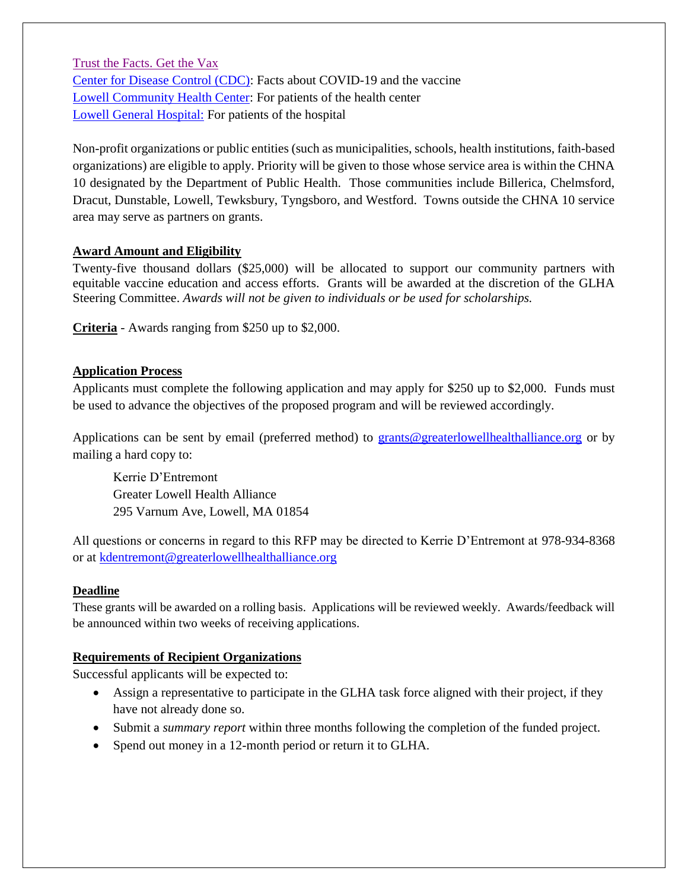Trust the Facts. Get the Vax
Center for Disease Control (CDC): Facts about COVID-19 and the vaccine
Lowell Community Health Center: For patients of the health center
Lowell General Hospital: For patients of the hospital

Non-profit organizations or public entities (such as municipalities, schools, health institutions, faith-based organizations) are eligible to apply. Priority will be given to those whose service area is within the CHNA 10 designated by the Department of Public Health. Those communities include Billerica, Chelmsford, Dracut, Dunstable, Lowell, Tewksbury, Tyngsboro, and Westford. Towns outside the CHNA 10 service area may serve as partners on grants.

## Award Amount and Eligibility

Twenty-five thousand dollars ($25,000) will be allocated to support our community partners with equitable vaccine education and access efforts. Grants will be awarded at the discretion of the GLHA Steering Committee. *Awards will not be given to individuals or be used for scholarships.*

**Criteria** - Awards ranging from $250 up to $2,000.

## Application Process

Applicants must complete the following application and may apply for $250 up to $2,000. Funds must be used to advance the objectives of the proposed program and will be reviewed accordingly.

Applications can be sent by email (preferred method) to grants@greaterlowellhealthalliance.org or by mailing a hard copy to:

> Kerrie D'Entremont
> Greater Lowell Health Alliance
> 295 Varnum Ave, Lowell, MA 01854

All questions or concerns in regard to this RFP may be directed to Kerrie D'Entremont at 978-934-8368 or at kdentremont@greaterlowellhealthalliance.org

## Deadline

These grants will be awarded on a rolling basis. Applications will be reviewed weekly. Awards/feedback will be announced within two weeks of receiving applications.

## Requirements of Recipient Organizations

Successful applicants will be expected to:

- Assign a representative to participate in the GLHA task force aligned with their project, if they have not already done so.
- Submit a *summary report* within three months following the completion of the funded project.
- Spend out money in a 12-month period or return it to GLHA.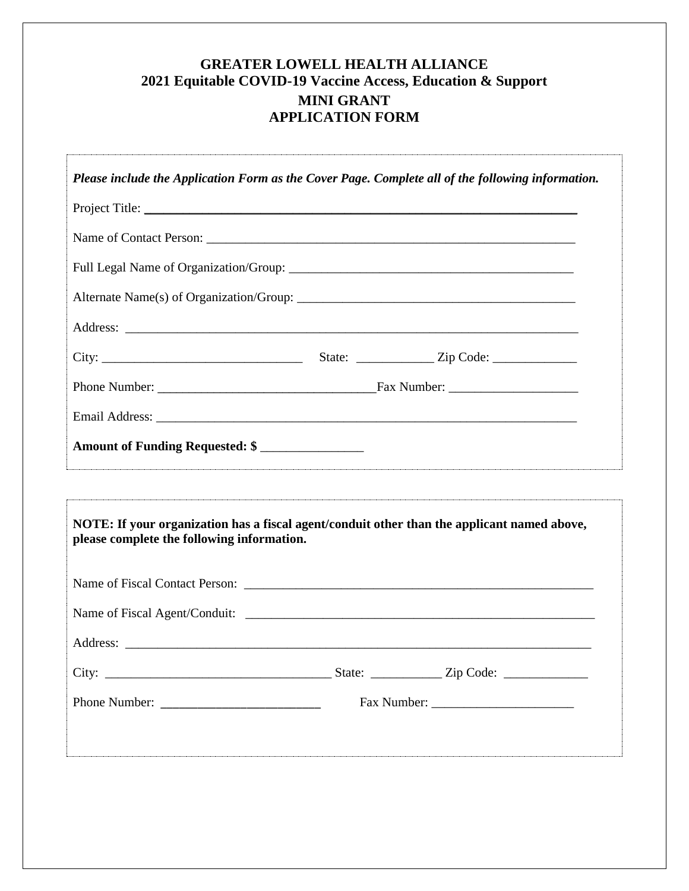# GREATER LOWELL HEALTH ALLIANCE
## 2021 Equitable COVID-19 Vaccine Access, Education & Support
## MINI GRANT
## APPLICATION FORM

***Please include the Application Form as the Cover Page. Complete all of the following information.***

Project Title: ________________________________________________________________

Name of Contact Person: ________________________________________________________

Full Legal Name of Organization/Group: ____________________________________________

Alternate Name(s) of Organization/Group: ___________________________________________

Address: _____________________________________________________________________

City: ______________________________ State: ___________ Zip Code: ____________

Phone Number: _______________________________Fax Number: __________________

Email Address: ________________________________________________________________

**Amount of Funding Requested: $** _______________

**NOTE: If your organization has a fiscal agent/conduit other than the applicant named above, please complete the following information.**

Name of Fiscal Contact Person: ___________________________________________________

Name of Fiscal Agent/Conduit: ___________________________________________________

Address: _____________________________________________________________________

City: __________________________________ State: __________ Zip Code: ____________

Phone Number: ________________________ Fax Number: _____________________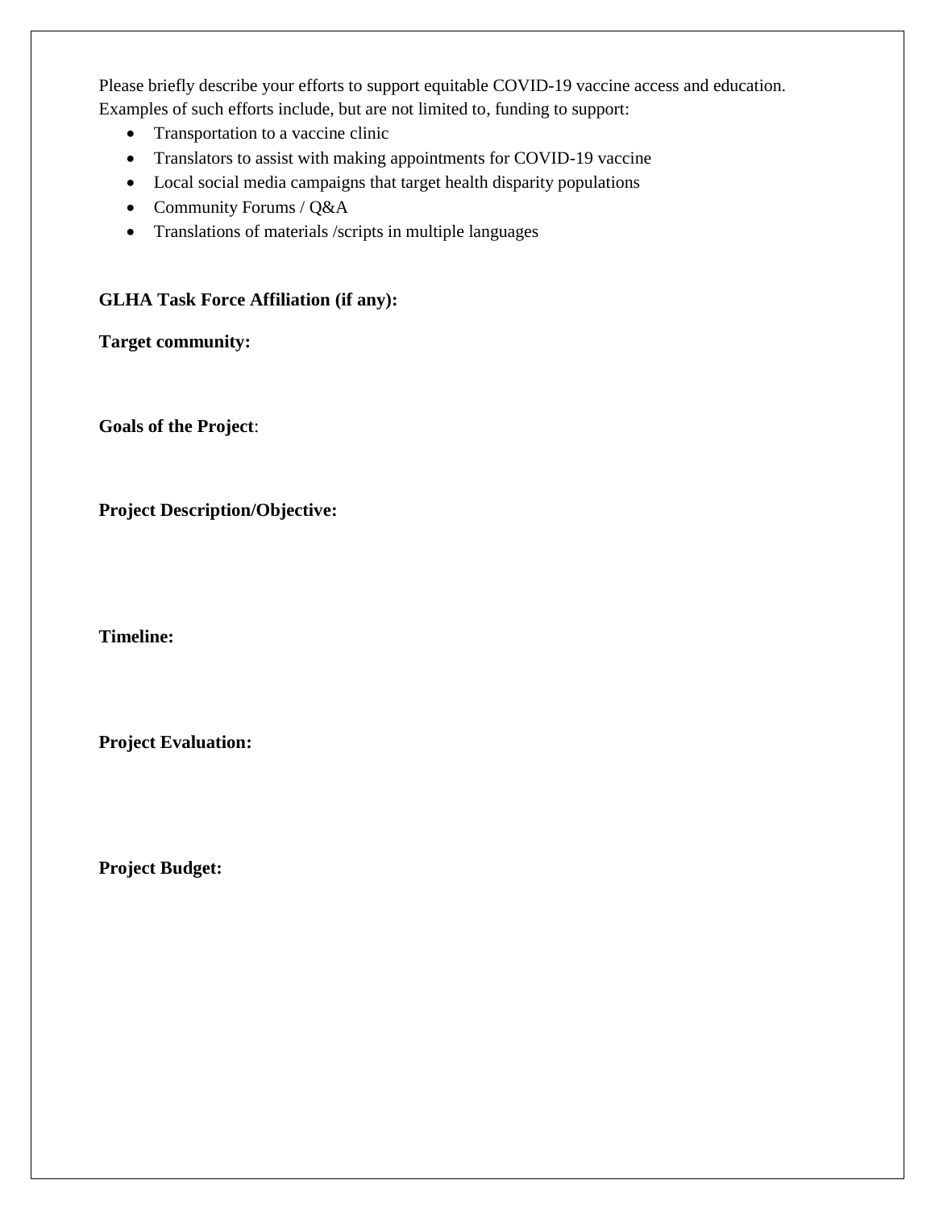Please briefly describe your efforts to support equitable COVID-19 vaccine access and education. Examples of such efforts include, but are not limited to, funding to support:

- Transportation to a vaccine clinic
- Translators to assist with making appointments for COVID-19 vaccine
- Local social media campaigns that target health disparity populations
- Community Forums / Q&A
- Translations of materials /scripts in multiple languages

**GLHA Task Force Affiliation (if any):**

**Target community:**

**Goals of the Project**:

**Project Description/Objective:**

**Timeline:**

**Project Evaluation:**

**Project Budget:**